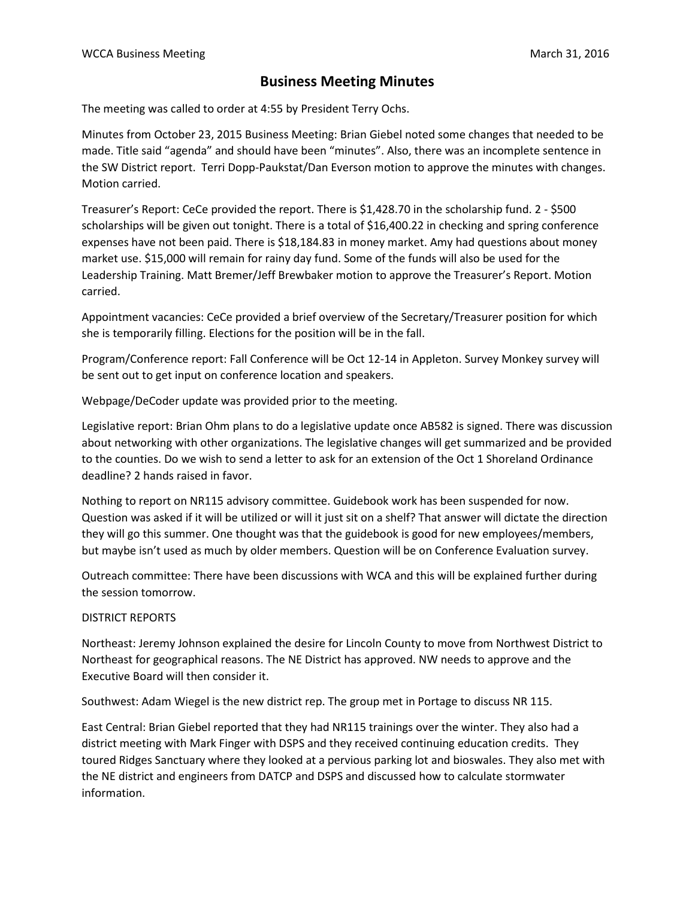# Business Meeting Minutes

The meeting was called to order at 4:55 by President Terry Ochs.

Minutes from October 23, 2015 Business Meeting: Brian Giebel noted some changes that needed to be made. Title said "agenda" and should have been "minutes". Also, there was an incomplete sentence in the SW District report. Terri Dopp-Paukstat/Dan Everson motion to approve the minutes with changes. Motion carried.

Treasurer's Report: CeCe provided the report. There is $1,428.70 in the scholarship fund. 2 - $500 scholarships will be given out tonight. There is a total of $16,400.22 in checking and spring conference expenses have not been paid. There is $18,184.83 in money market. Amy had questions about money market use. $15,000 will remain for rainy day fund. Some of the funds will also be used for the Leadership Training. Matt Bremer/Jeff Brewbaker motion to approve the Treasurer's Report. Motion carried.

Appointment vacancies: CeCe provided a brief overview of the Secretary/Treasurer position for which she is temporarily filling. Elections for the position will be in the fall.

Program/Conference report: Fall Conference will be Oct 12-14 in Appleton. Survey Monkey survey will be sent out to get input on conference location and speakers.

Webpage/DeCoder update was provided prior to the meeting.

Legislative report: Brian Ohm plans to do a legislative update once AB582 is signed. There was discussion about networking with other organizations. The legislative changes will get summarized and be provided to the counties. Do we wish to send a letter to ask for an extension of the Oct 1 Shoreland Ordinance deadline? 2 hands raised in favor.

Nothing to report on NR115 advisory committee. Guidebook work has been suspended for now. Question was asked if it will be utilized or will it just sit on a shelf? That answer will dictate the direction they will go this summer. One thought was that the guidebook is good for new employees/members, but maybe isn't used as much by older members. Question will be on Conference Evaluation survey.

Outreach committee: There have been discussions with WCA and this will be explained further during the session tomorrow.

DISTRICT REPORTS

Northeast: Jeremy Johnson explained the desire for Lincoln County to move from Northwest District to Northeast for geographical reasons. The NE District has approved. NW needs to approve and the Executive Board will then consider it.

Southwest: Adam Wiegel is the new district rep. The group met in Portage to discuss NR 115.

East Central: Brian Giebel reported that they had NR115 trainings over the winter. They also had a district meeting with Mark Finger with DSPS and they received continuing education credits. They toured Ridges Sanctuary where they looked at a pervious parking lot and bioswales. They also met with the NE district and engineers from DATCP and DSPS and discussed how to calculate stormwater information.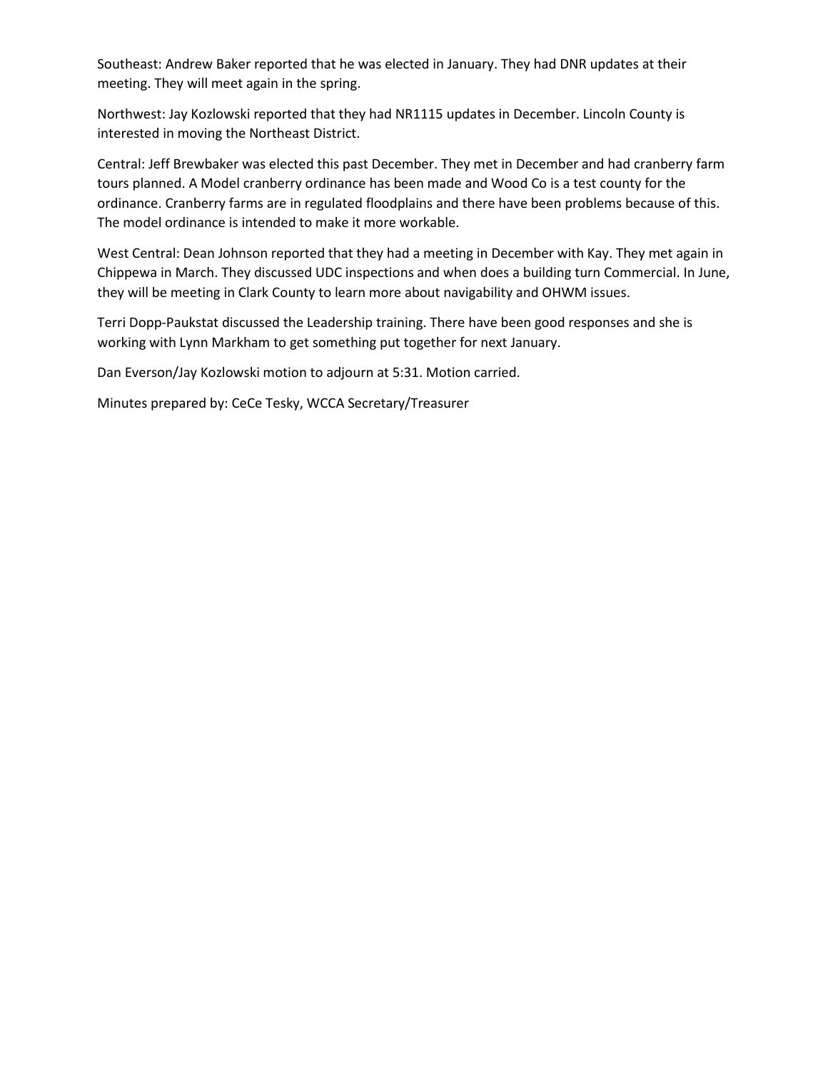Southeast: Andrew Baker reported that he was elected in January. They had DNR updates at their meeting. They will meet again in the spring.

Northwest: Jay Kozlowski reported that they had NR1115 updates in December. Lincoln County is interested in moving the Northeast District.

Central: Jeff Brewbaker was elected this past December. They met in December and had cranberry farm tours planned. A Model cranberry ordinance has been made and Wood Co is a test county for the ordinance. Cranberry farms are in regulated floodplains and there have been problems because of this. The model ordinance is intended to make it more workable.

West Central: Dean Johnson reported that they had a meeting in December with Kay. They met again in Chippewa in March. They discussed UDC inspections and when does a building turn Commercial. In June, they will be meeting in Clark County to learn more about navigability and OHWM issues.

Terri Dopp-Paukstat discussed the Leadership training. There have been good responses and she is working with Lynn Markham to get something put together for next January.

Dan Everson/Jay Kozlowski motion to adjourn at 5:31. Motion carried.

Minutes prepared by: CeCe Tesky, WCCA Secretary/Treasurer